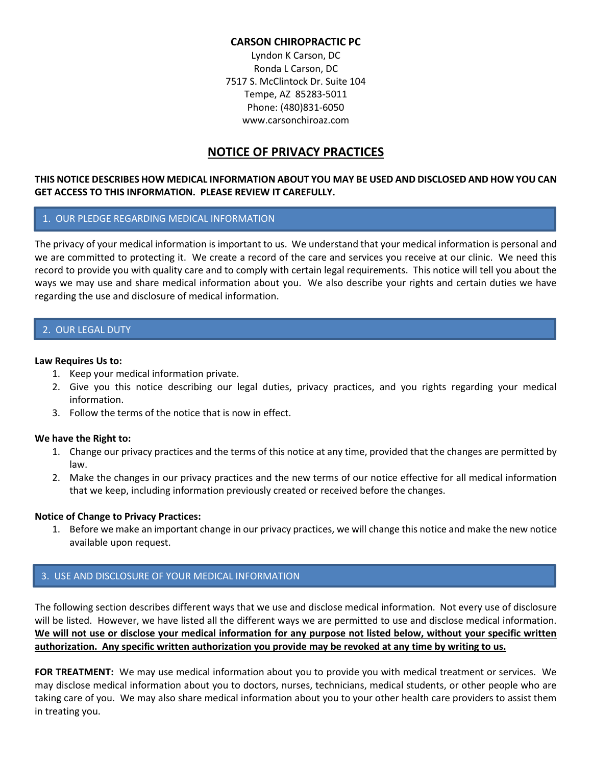**CARSON CHIROPRACTIC PC**

Lyndon K Carson, DC
Ronda L Carson, DC
7517 S. McClintock Dr. Suite 104
Tempe, AZ 85283-5011
Phone: (480)831-6050
www.carsonchiroaz.com

# NOTICE OF PRIVACY PRACTICES

**THIS NOTICE DESCRIBES HOW MEDICAL INFORMATION ABOUT YOU MAY BE USED AND DISCLOSED AND HOW YOU CAN GET ACCESS TO THIS INFORMATION. PLEASE REVIEW IT CAREFULLY.**

## 1. OUR PLEDGE REGARDING MEDICAL INFORMATION

The privacy of your medical information is important to us. We understand that your medical information is personal and we are committed to protecting it. We create a record of the care and services you receive at our clinic. We need this record to provide you with quality care and to comply with certain legal requirements. This notice will tell you about the ways we may use and share medical information about you. We also describe your rights and certain duties we have regarding the use and disclosure of medical information.

## 2. OUR LEGAL DUTY

**Law Requires Us to:**

1. Keep your medical information private.
2. Give you this notice describing our legal duties, privacy practices, and you rights regarding your medical information.
3. Follow the terms of the notice that is now in effect.

**We have the Right to:**

1. Change our privacy practices and the terms of this notice at any time, provided that the changes are permitted by law.
2. Make the changes in our privacy practices and the new terms of our notice effective for all medical information that we keep, including information previously created or received before the changes.

**Notice of Change to Privacy Practices:**

1. Before we make an important change in our privacy practices, we will change this notice and make the new notice available upon request.

## 3. USE AND DISCLOSURE OF YOUR MEDICAL INFORMATION

The following section describes different ways that we use and disclose medical information. Not every use of disclosure will be listed. However, we have listed all the different ways we are permitted to use and disclose medical information. **We will not use or disclose your medical information for any purpose not listed below, without your specific written authorization. Any specific written authorization you provide may be revoked at any time by writing to us.**

**FOR TREATMENT:** We may use medical information about you to provide you with medical treatment or services. We may disclose medical information about you to doctors, nurses, technicians, medical students, or other people who are taking care of you. We may also share medical information about you to your other health care providers to assist them in treating you.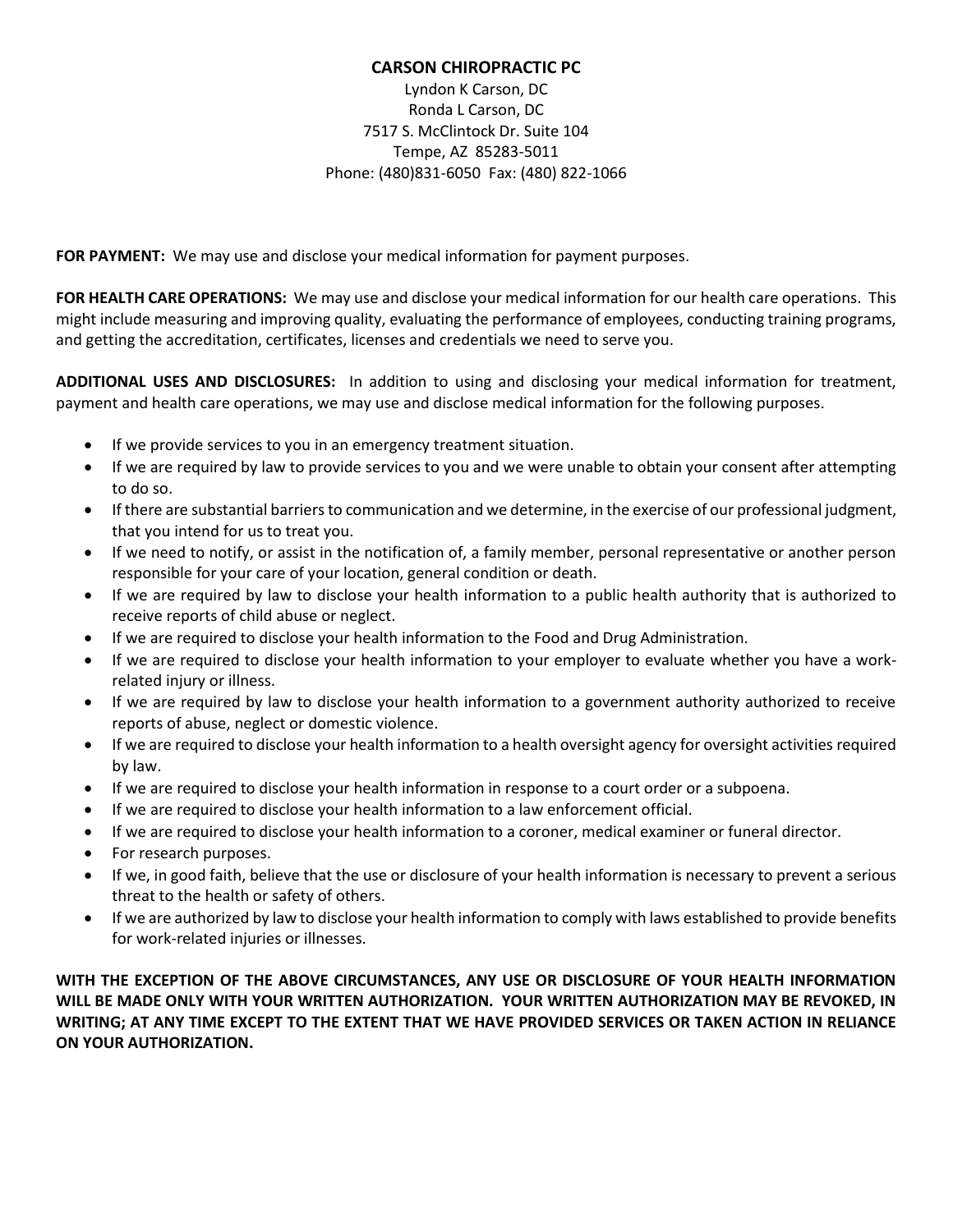**CARSON CHIROPRACTIC PC**

Lyndon K Carson, DC
Ronda L Carson, DC
7517 S. McClintock Dr. Suite 104
Tempe, AZ 85283-5011
Phone: (480)831-6050 Fax: (480) 822-1066

**FOR PAYMENT:** We may use and disclose your medical information for payment purposes.

**FOR HEALTH CARE OPERATIONS:** We may use and disclose your medical information for our health care operations. This might include measuring and improving quality, evaluating the performance of employees, conducting training programs, and getting the accreditation, certificates, licenses and credentials we need to serve you.

**ADDITIONAL USES AND DISCLOSURES:** In addition to using and disclosing your medical information for treatment, payment and health care operations, we may use and disclose medical information for the following purposes.

- If we provide services to you in an emergency treatment situation.
- If we are required by law to provide services to you and we were unable to obtain your consent after attempting to do so.
- If there are substantial barriers to communication and we determine, in the exercise of our professional judgment, that you intend for us to treat you.
- If we need to notify, or assist in the notification of, a family member, personal representative or another person responsible for your care of your location, general condition or death.
- If we are required by law to disclose your health information to a public health authority that is authorized to receive reports of child abuse or neglect.
- If we are required to disclose your health information to the Food and Drug Administration.
- If we are required to disclose your health information to your employer to evaluate whether you have a work-related injury or illness.
- If we are required by law to disclose your health information to a government authority authorized to receive reports of abuse, neglect or domestic violence.
- If we are required to disclose your health information to a health oversight agency for oversight activities required by law.
- If we are required to disclose your health information in response to a court order or a subpoena.
- If we are required to disclose your health information to a law enforcement official.
- If we are required to disclose your health information to a coroner, medical examiner or funeral director.
- For research purposes.
- If we, in good faith, believe that the use or disclosure of your health information is necessary to prevent a serious threat to the health or safety of others.
- If we are authorized by law to disclose your health information to comply with laws established to provide benefits for work-related injuries or illnesses.

**WITH THE EXCEPTION OF THE ABOVE CIRCUMSTANCES, ANY USE OR DISCLOSURE OF YOUR HEALTH INFORMATION WILL BE MADE ONLY WITH YOUR WRITTEN AUTHORIZATION. YOUR WRITTEN AUTHORIZATION MAY BE REVOKED, IN WRITING; AT ANY TIME EXCEPT TO THE EXTENT THAT WE HAVE PROVIDED SERVICES OR TAKEN ACTION IN RELIANCE ON YOUR AUTHORIZATION.**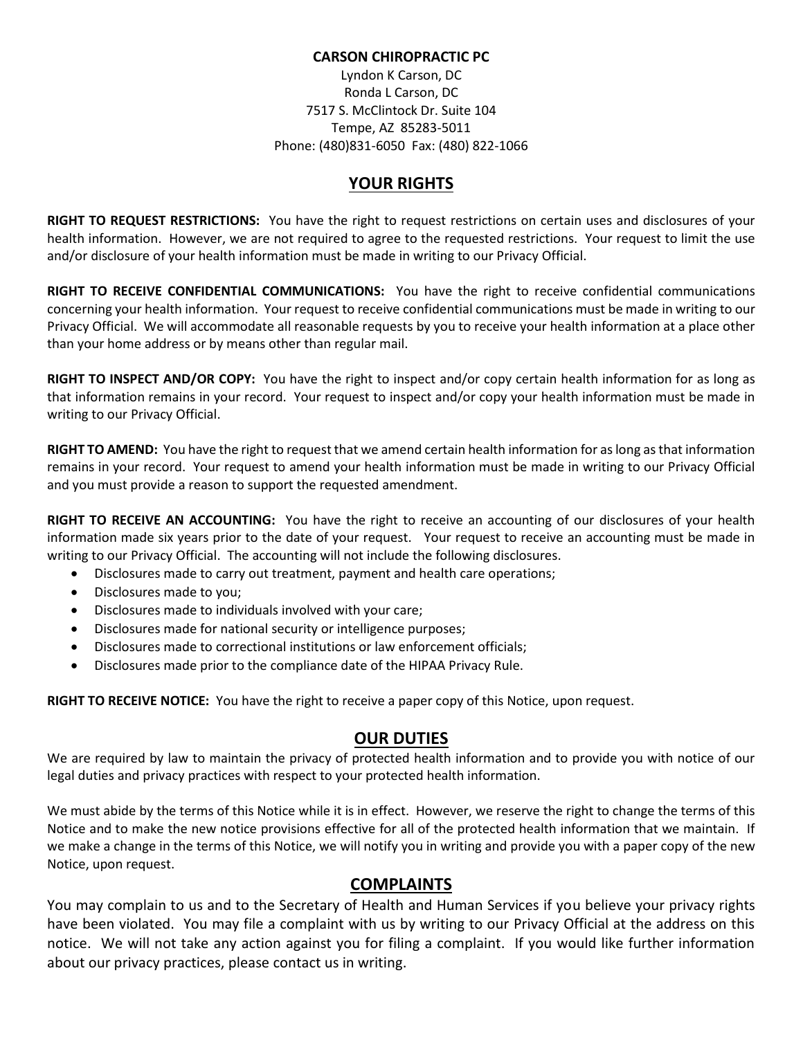**CARSON CHIROPRACTIC PC**
Lyndon K Carson, DC
Ronda L Carson, DC
7517 S. McClintock Dr. Suite 104
Tempe, AZ 85283-5011
Phone: (480)831-6050 Fax: (480) 822-1066

## YOUR RIGHTS

**RIGHT TO REQUEST RESTRICTIONS:** You have the right to request restrictions on certain uses and disclosures of your health information. However, we are not required to agree to the requested restrictions. Your request to limit the use and/or disclosure of your health information must be made in writing to our Privacy Official.

**RIGHT TO RECEIVE CONFIDENTIAL COMMUNICATIONS:** You have the right to receive confidential communications concerning your health information. Your request to receive confidential communications must be made in writing to our Privacy Official. We will accommodate all reasonable requests by you to receive your health information at a place other than your home address or by means other than regular mail.

**RIGHT TO INSPECT AND/OR COPY:** You have the right to inspect and/or copy certain health information for as long as that information remains in your record. Your request to inspect and/or copy your health information must be made in writing to our Privacy Official.

**RIGHT TO AMEND:** You have the right to request that we amend certain health information for as long as that information remains in your record. Your request to amend your health information must be made in writing to our Privacy Official and you must provide a reason to support the requested amendment.

**RIGHT TO RECEIVE AN ACCOUNTING:** You have the right to receive an accounting of our disclosures of your health information made six years prior to the date of your request. Your request to receive an accounting must be made in writing to our Privacy Official. The accounting will not include the following disclosures.

- Disclosures made to carry out treatment, payment and health care operations;
- Disclosures made to you;
- Disclosures made to individuals involved with your care;
- Disclosures made for national security or intelligence purposes;
- Disclosures made to correctional institutions or law enforcement officials;
- Disclosures made prior to the compliance date of the HIPAA Privacy Rule.

**RIGHT TO RECEIVE NOTICE:** You have the right to receive a paper copy of this Notice, upon request.

## OUR DUTIES

We are required by law to maintain the privacy of protected health information and to provide you with notice of our legal duties and privacy practices with respect to your protected health information.

We must abide by the terms of this Notice while it is in effect. However, we reserve the right to change the terms of this Notice and to make the new notice provisions effective for all of the protected health information that we maintain. If we make a change in the terms of this Notice, we will notify you in writing and provide you with a paper copy of the new Notice, upon request.

## COMPLAINTS

You may complain to us and to the Secretary of Health and Human Services if you believe your privacy rights have been violated. You may file a complaint with us by writing to our Privacy Official at the address on this notice. We will not take any action against you for filing a complaint. If you would like further information about our privacy practices, please contact us in writing.